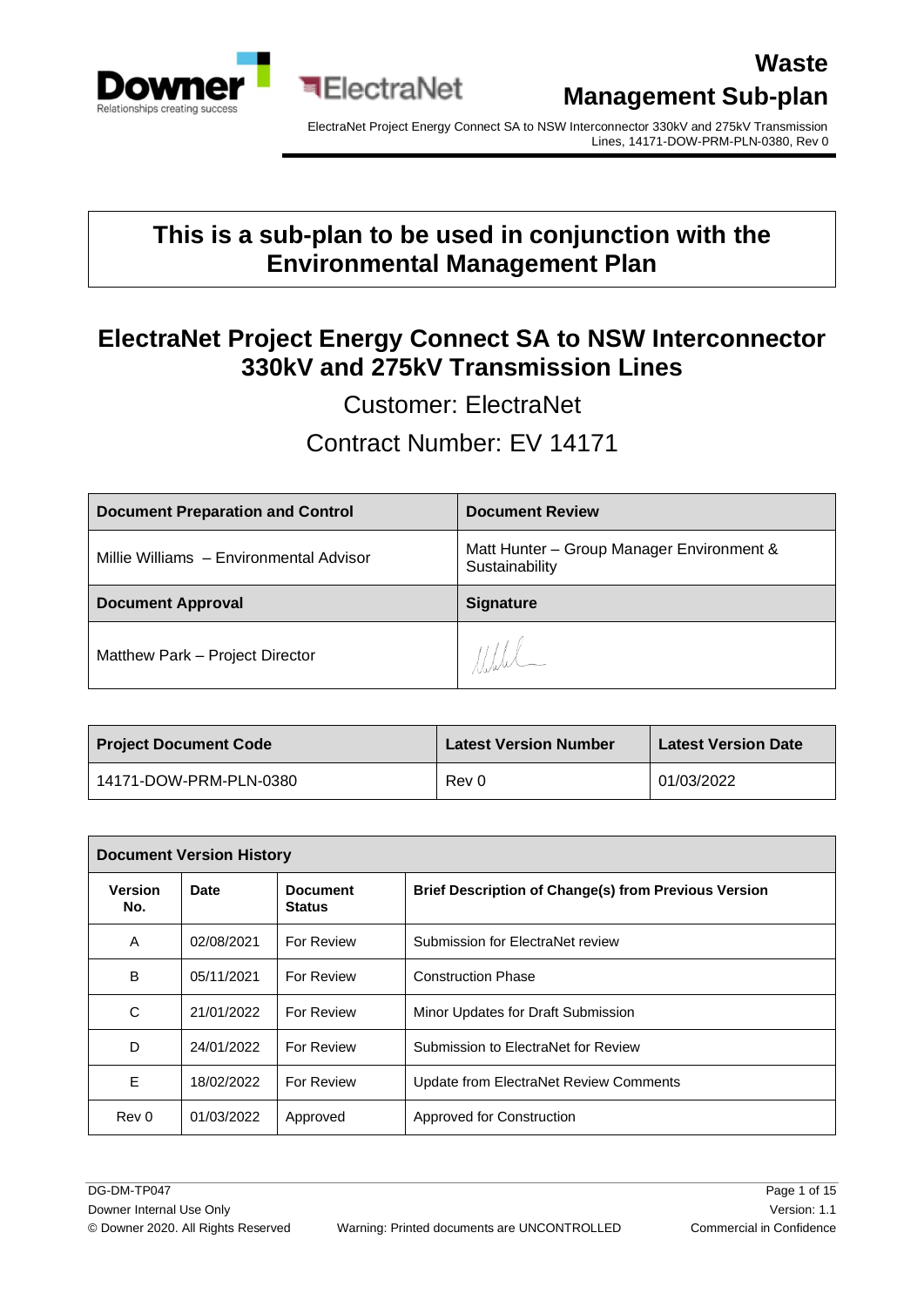# Waste Management Sub-plan

**This is a sub-plan to be used in conjunction with the Environmental Management Plan**

## ElectraNet Project Energy Connect SA to NSW Interconnector 330kV and 275kV Transmission Lines

Customer: ElectraNet

Contract Number: EV 14171

| Document Preparation and Control | Document Review |
|---|---|
| Millie Williams – Environmental Advisor | Matt Hunter – Group Manager Environment & Sustainability |
| **Document Approval** | **Signature** |
| Matthew Park – Project Director | |

| Project Document Code | Latest Version Number | Latest Version Date |
|---|---|---|
| 14171-DOW-PRM-PLN-0380 | Rev 0 | 01/03/2022 |

| Document Version History | | | |
|---|---|---|---|
| **Version No.** | **Date** | **Document Status** | **Brief Description of Change(s) from Previous Version** |
| A | 02/08/2021 | For Review | Submission for ElectraNet review |
| B | 05/11/2021 | For Review | Construction Phase |
| C | 21/01/2022 | For Review | Minor Updates for Draft Submission |
| D | 24/01/2022 | For Review | Submission to ElectraNet for Review |
| E | 18/02/2022 | For Review | Update from ElectraNet Review Comments |
| Rev 0 | 01/03/2022 | Approved | Approved for Construction |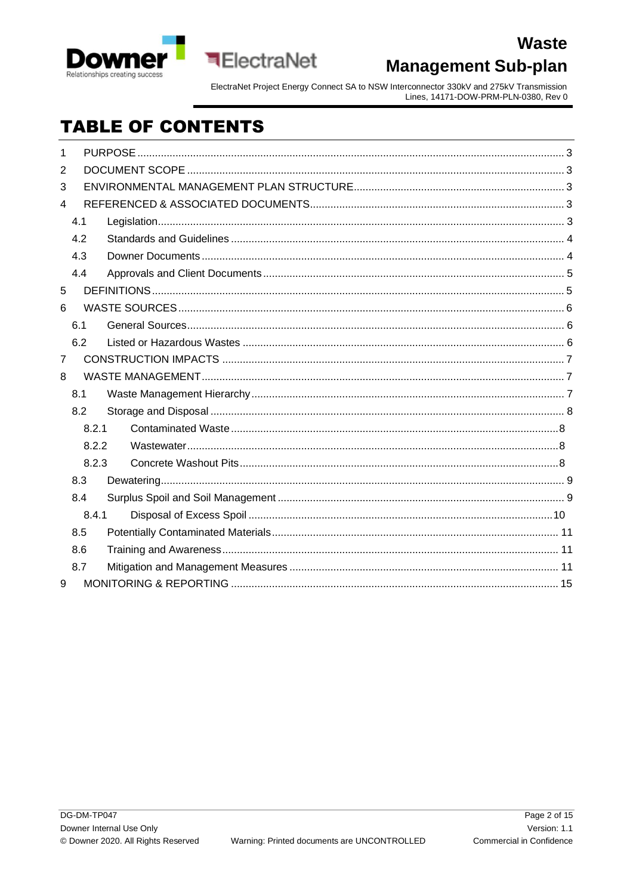# TABLE OF CONTENTS

1 PURPOSE ... 3
2 DOCUMENT SCOPE ... 3
3 ENVIRONMENTAL MANAGEMENT PLAN STRUCTURE ... 3
4 REFERENCED & ASSOCIATED DOCUMENTS ... 3
  4.1 Legislation ... 3
  4.2 Standards and Guidelines ... 4
  4.3 Downer Documents ... 4
  4.4 Approvals and Client Documents ... 5
5 DEFINITIONS ... 5
6 WASTE SOURCES ... 6
  6.1 General Sources ... 6
  6.2 Listed or Hazardous Wastes ... 6
7 CONSTRUCTION IMPACTS ... 7
8 WASTE MANAGEMENT ... 7
  8.1 Waste Management Hierarchy ... 7
  8.2 Storage and Disposal ... 8
    8.2.1 Contaminated Waste ... 8
    8.2.2 Wastewater ... 8
    8.2.3 Concrete Washout Pits ... 8
  8.3 Dewatering ... 9
  8.4 Surplus Spoil and Soil Management ... 9
    8.4.1 Disposal of Excess Spoil ... 10
  8.5 Potentially Contaminated Materials ... 11
  8.6 Training and Awareness ... 11
  8.7 Mitigation and Management Measures ... 11
9 MONITORING & REPORTING ... 15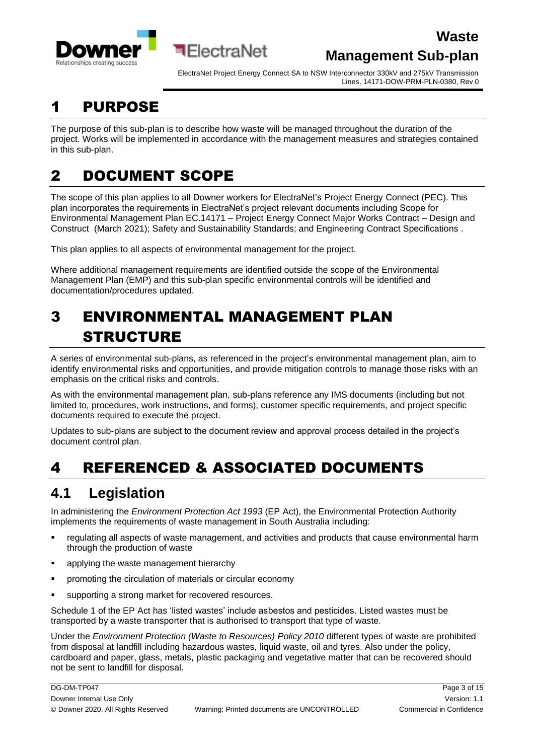# 1 PURPOSE

The purpose of this sub-plan is to describe how waste will be managed throughout the duration of the project. Works will be implemented in accordance with the management measures and strategies contained in this sub-plan.

# 2 DOCUMENT SCOPE

The scope of this plan applies to all Downer workers for ElectraNet's Project Energy Connect (PEC). This plan incorporates the requirements in ElectraNet's project relevant documents including Scope for Environmental Management Plan EC.14171 – Project Energy Connect Major Works Contract – Design and Construct (March 2021); Safety and Sustainability Standards; and Engineering Contract Specifications .

This plan applies to all aspects of environmental management for the project.

Where additional management requirements are identified outside the scope of the Environmental Management Plan (EMP) and this sub-plan specific environmental controls will be identified and documentation/procedures updated.

# 3 ENVIRONMENTAL MANAGEMENT PLAN STRUCTURE

A series of environmental sub-plans, as referenced in the project's environmental management plan, aim to identify environmental risks and opportunities, and provide mitigation controls to manage those risks with an emphasis on the critical risks and controls.

As with the environmental management plan, sub-plans reference any IMS documents (including but not limited to, procedures, work instructions, and forms), customer specific requirements, and project specific documents required to execute the project.

Updates to sub-plans are subject to the document review and approval process detailed in the project's document control plan.

# 4 REFERENCED & ASSOCIATED DOCUMENTS

## 4.1 Legislation

In administering the *Environment Protection Act 1993* (EP Act), the Environmental Protection Authority implements the requirements of waste management in South Australia including:

- regulating all aspects of waste management, and activities and products that cause environmental harm through the production of waste
- applying the waste management hierarchy
- promoting the circulation of materials or circular economy
- supporting a strong market for recovered resources.

Schedule 1 of the EP Act has 'listed wastes' include asbestos and pesticides. Listed wastes must be transported by a waste transporter that is authorised to transport that type of waste.

Under the *Environment Protection (Waste to Resources) Policy 2010* different types of waste are prohibited from disposal at landfill including hazardous wastes, liquid waste, oil and tyres. Also under the policy, cardboard and paper, glass, metals, plastic packaging and vegetative matter that can be recovered should not be sent to landfill for disposal.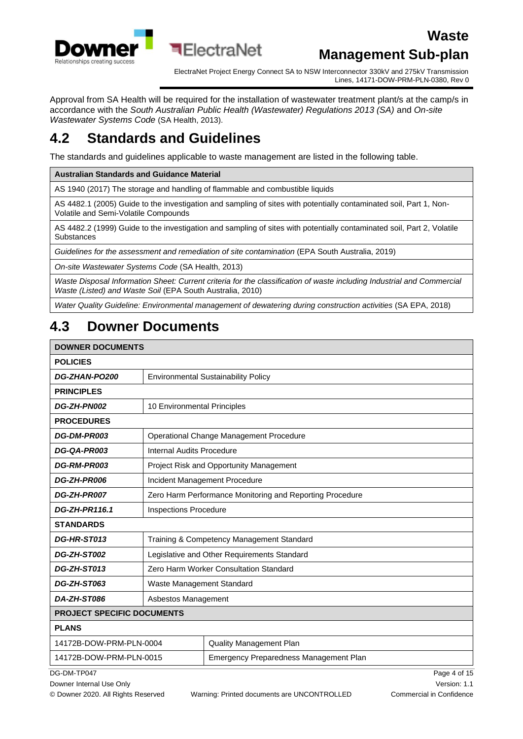Approval from SA Health will be required for the installation of wastewater treatment plant/s at the camp/s in accordance with the *South Australian Public Health (Wastewater) Regulations 2013 (SA)* and *On-site Wastewater Systems Code* (SA Health, 2013).

## 4.2 Standards and Guidelines

The standards and guidelines applicable to waste management are listed in the following table.

| Australian Standards and Guidance Material |
|---|
| AS 1940 (2017) The storage and handling of flammable and combustible liquids |
| AS 4482.1 (2005) Guide to the investigation and sampling of sites with potentially contaminated soil, Part 1, Non-Volatile and Semi-Volatile Compounds |
| AS 4482.2 (1999) Guide to the investigation and sampling of sites with potentially contaminated soil, Part 2, Volatile Substances |
| *Guidelines for the assessment and remediation of site contamination* (EPA South Australia, 2019) |
| *On-site Wastewater Systems Code* (SA Health, 2013) |
| *Waste Disposal Information Sheet: Current criteria for the classification of waste including Industrial and Commercial Waste (Listed) and Waste Soil* (EPA South Australia, 2010) |
| *Water Quality Guideline: Environmental management of dewatering during construction activities* (SA EPA, 2018) |

## 4.3 Downer Documents

| DOWNER DOCUMENTS | |
|---|---|
| **POLICIES** | |
| ***DG-ZHAN-PO200*** | Environmental Sustainability Policy |
| **PRINCIPLES** | |
| ***DG-ZH-PN002*** | 10 Environmental Principles |
| **PROCEDURES** | |
| ***DG-DM-PR003*** | Operational Change Management Procedure |
| ***DG-QA-PR003*** | Internal Audits Procedure |
| ***DG-RM-PR003*** | Project Risk and Opportunity Management |
| ***DG-ZH-PR006*** | Incident Management Procedure |
| ***DG-ZH-PR007*** | Zero Harm Performance Monitoring and Reporting Procedure |
| ***DG-ZH-PR116.1*** | Inspections Procedure |
| **STANDARDS** | |
| ***DG-HR-ST013*** | Training & Competency Management Standard |
| ***DG-ZH-ST002*** | Legislative and Other Requirements Standard |
| ***DG-ZH-ST013*** | Zero Harm Worker Consultation Standard |
| ***DG-ZH-ST063*** | Waste Management Standard |
| ***DA-ZH-ST086*** | Asbestos Management |
| **PROJECT SPECIFIC DOCUMENTS** | |
| **PLANS** | |
| 14172B-DOW-PRM-PLN-0004 | Quality Management Plan |
| 14172B-DOW-PRM-PLN-0015 | Emergency Preparedness Management Plan |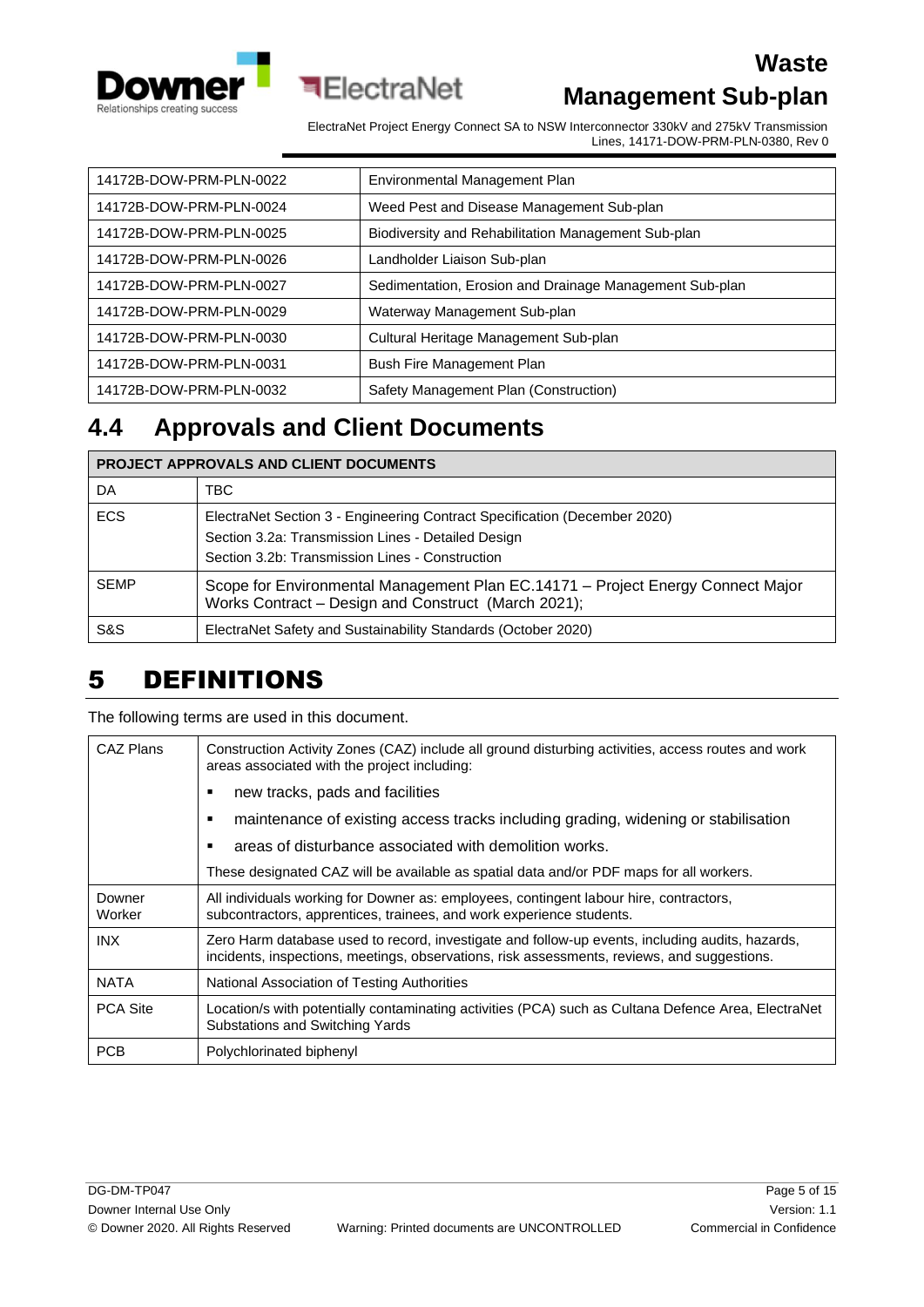| | |
|---|---|
| 14172B-DOW-PRM-PLN-0022 | Environmental Management Plan |
| 14172B-DOW-PRM-PLN-0024 | Weed Pest and Disease Management Sub-plan |
| 14172B-DOW-PRM-PLN-0025 | Biodiversity and Rehabilitation Management Sub-plan |
| 14172B-DOW-PRM-PLN-0026 | Landholder Liaison Sub-plan |
| 14172B-DOW-PRM-PLN-0027 | Sedimentation, Erosion and Drainage Management Sub-plan |
| 14172B-DOW-PRM-PLN-0029 | Waterway Management Sub-plan |
| 14172B-DOW-PRM-PLN-0030 | Cultural Heritage Management Sub-plan |
| 14172B-DOW-PRM-PLN-0031 | Bush Fire Management Plan |
| 14172B-DOW-PRM-PLN-0032 | Safety Management Plan (Construction) |

## 4.4 Approvals and Client Documents

| PROJECT APPROVALS AND CLIENT DOCUMENTS | |
|---|---|
| DA | TBC |
| ECS | ElectraNet Section 3 - Engineering Contract Specification (December 2020)<br>Section 3.2a: Transmission Lines - Detailed Design<br>Section 3.2b: Transmission Lines - Construction |
| SEMP | Scope for Environmental Management Plan EC.14171 – Project Energy Connect Major Works Contract – Design and Construct (March 2021); |
| S&S | ElectraNet Safety and Sustainability Standards (October 2020) |

# 5 DEFINITIONS

The following terms are used in this document.

| | |
|---|---|
| CAZ Plans | Construction Activity Zones (CAZ) include all ground disturbing activities, access routes and work areas associated with the project including:<br>• new tracks, pads and facilities<br>• maintenance of existing access tracks including grading, widening or stabilisation<br>• areas of disturbance associated with demolition works.<br>These designated CAZ will be available as spatial data and/or PDF maps for all workers. |
| Downer Worker | All individuals working for Downer as: employees, contingent labour hire, contractors, subcontractors, apprentices, trainees, and work experience students. |
| INX | Zero Harm database used to record, investigate and follow-up events, including audits, hazards, incidents, inspections, meetings, observations, risk assessments, reviews, and suggestions. |
| NATA | National Association of Testing Authorities |
| PCA Site | Location/s with potentially contaminating activities (PCA) such as Cultana Defence Area, ElectraNet Substations and Switching Yards |
| PCB | Polychlorinated biphenyl |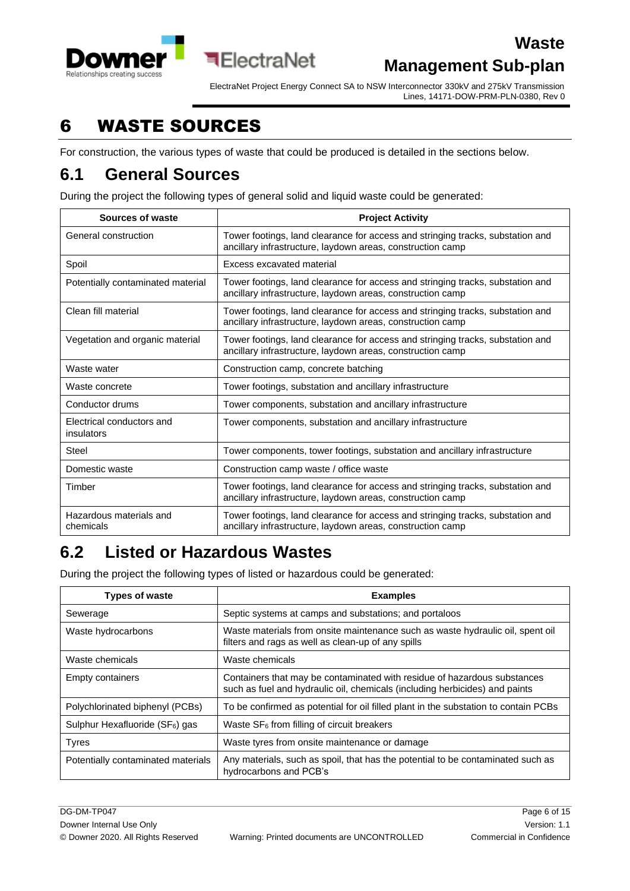# 6 WASTE SOURCES

For construction, the various types of waste that could be produced is detailed in the sections below.

## 6.1 General Sources

During the project the following types of general solid and liquid waste could be generated:

| Sources of waste | Project Activity |
|---|---|
| General construction | Tower footings, land clearance for access and stringing tracks, substation and ancillary infrastructure, laydown areas, construction camp |
| Spoil | Excess excavated material |
| Potentially contaminated material | Tower footings, land clearance for access and stringing tracks, substation and ancillary infrastructure, laydown areas, construction camp |
| Clean fill material | Tower footings, land clearance for access and stringing tracks, substation and ancillary infrastructure, laydown areas, construction camp |
| Vegetation and organic material | Tower footings, land clearance for access and stringing tracks, substation and ancillary infrastructure, laydown areas, construction camp |
| Waste water | Construction camp, concrete batching |
| Waste concrete | Tower footings, substation and ancillary infrastructure |
| Conductor drums | Tower components, substation and ancillary infrastructure |
| Electrical conductors and insulators | Tower components, substation and ancillary infrastructure |
| Steel | Tower components, tower footings, substation and ancillary infrastructure |
| Domestic waste | Construction camp waste / office waste |
| Timber | Tower footings, land clearance for access and stringing tracks, substation and ancillary infrastructure, laydown areas, construction camp |
| Hazardous materials and chemicals | Tower footings, land clearance for access and stringing tracks, substation and ancillary infrastructure, laydown areas, construction camp |

## 6.2 Listed or Hazardous Wastes

During the project the following types of listed or hazardous could be generated:

| Types of waste | Examples |
|---|---|
| Sewerage | Septic systems at camps and substations; and portaloos |
| Waste hydrocarbons | Waste materials from onsite maintenance such as waste hydraulic oil, spent oil filters and rags as well as clean-up of any spills |
| Waste chemicals | Waste chemicals |
| Empty containers | Containers that may be contaminated with residue of hazardous substances such as fuel and hydraulic oil, chemicals (including herbicides) and paints |
| Polychlorinated biphenyl (PCBs) | To be confirmed as potential for oil filled plant in the substation to contain PCBs |
| Sulphur Hexafluoride ($SF_6$) gas | Waste $SF_6$ from filling of circuit breakers |
| Tyres | Waste tyres from onsite maintenance or damage |
| Potentially contaminated materials | Any materials, such as spoil, that has the potential to be contaminated such as hydrocarbons and PCB's |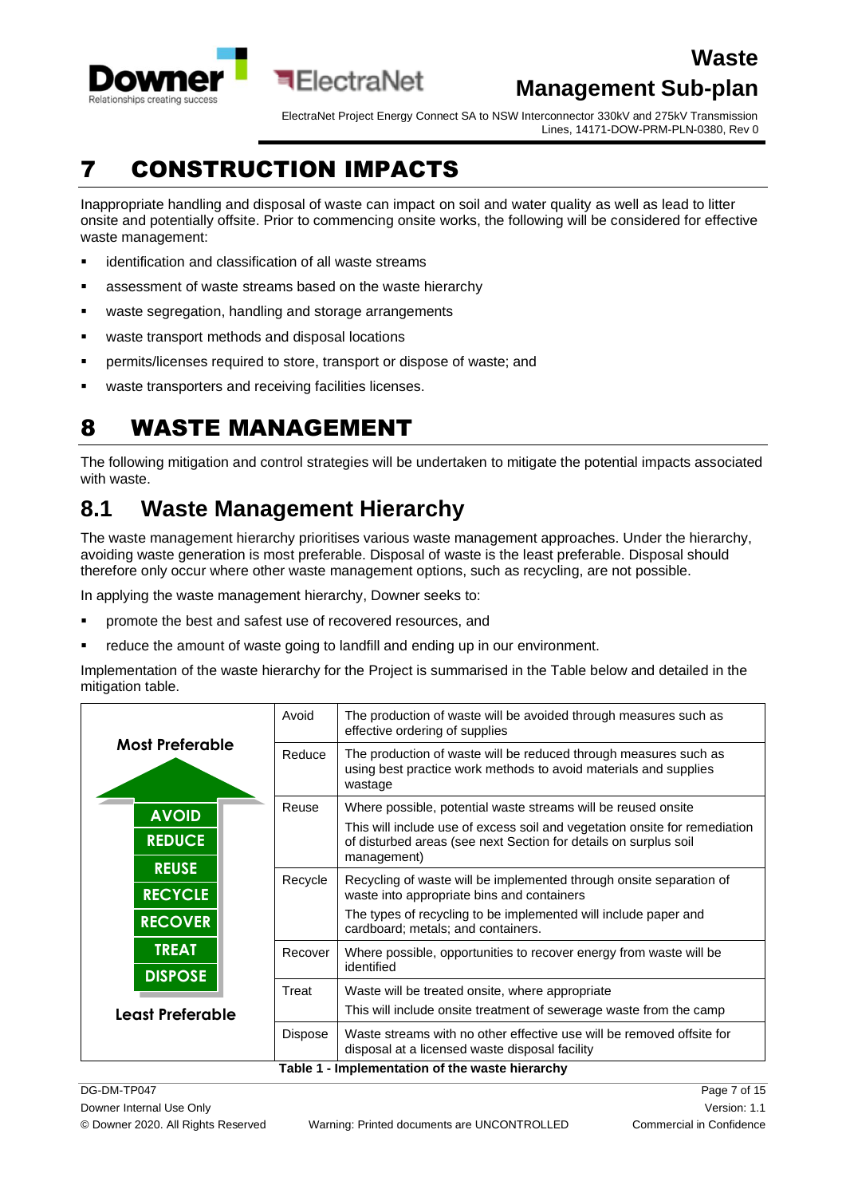# 7 CONSTRUCTION IMPACTS

Inappropriate handling and disposal of waste can impact on soil and water quality as well as lead to litter onsite and potentially offsite. Prior to commencing onsite works, the following will be considered for effective waste management:

- identification and classification of all waste streams
- assessment of waste streams based on the waste hierarchy
- waste segregation, handling and storage arrangements
- waste transport methods and disposal locations
- permits/licenses required to store, transport or dispose of waste; and
- waste transporters and receiving facilities licenses.

# 8 WASTE MANAGEMENT

The following mitigation and control strategies will be undertaken to mitigate the potential impacts associated with waste.

## 8.1 Waste Management Hierarchy

The waste management hierarchy prioritises various waste management approaches. Under the hierarchy, avoiding waste generation is most preferable. Disposal of waste is the least preferable. Disposal should therefore only occur where other waste management options, such as recycling, are not possible.

In applying the waste management hierarchy, Downer seeks to:

- promote the best and safest use of recovered resources, and
- reduce the amount of waste going to landfill and ending up in our environment.

Implementation of the waste hierarchy for the Project is summarised in the Table below and detailed in the mitigation table.

| Most Preferable → Least Preferable | Hierarchy | Implementation |
|---|---|---|
| Most Preferable | Avoid | The production of waste will be avoided through measures such as effective ordering of supplies |
| AVOID | Reduce | The production of waste will be reduced through measures such as using best practice work methods to avoid materials and supplies wastage |
| REDUCE<br>REUSE | Reuse | Where possible, potential waste streams will be reused onsite<br>This will include use of excess soil and vegetation onsite for remediation of disturbed areas (see next Section for details on surplus soil management) |
| RECYCLE | Recycle | Recycling of waste will be implemented through onsite separation of waste into appropriate bins and containers<br>The types of recycling to be implemented will include paper and cardboard; metals; and containers. |
| RECOVER | Recover | Where possible, opportunities to recover energy from waste will be identified |
| TREAT | Treat | Waste will be treated onsite, where appropriate<br>This will include onsite treatment of sewerage waste from the camp |
| DISPOSE<br>Least Preferable | Dispose | Waste streams with no other effective use will be removed offsite for disposal at a licensed waste disposal facility |

**Table 1 - Implementation of the waste hierarchy**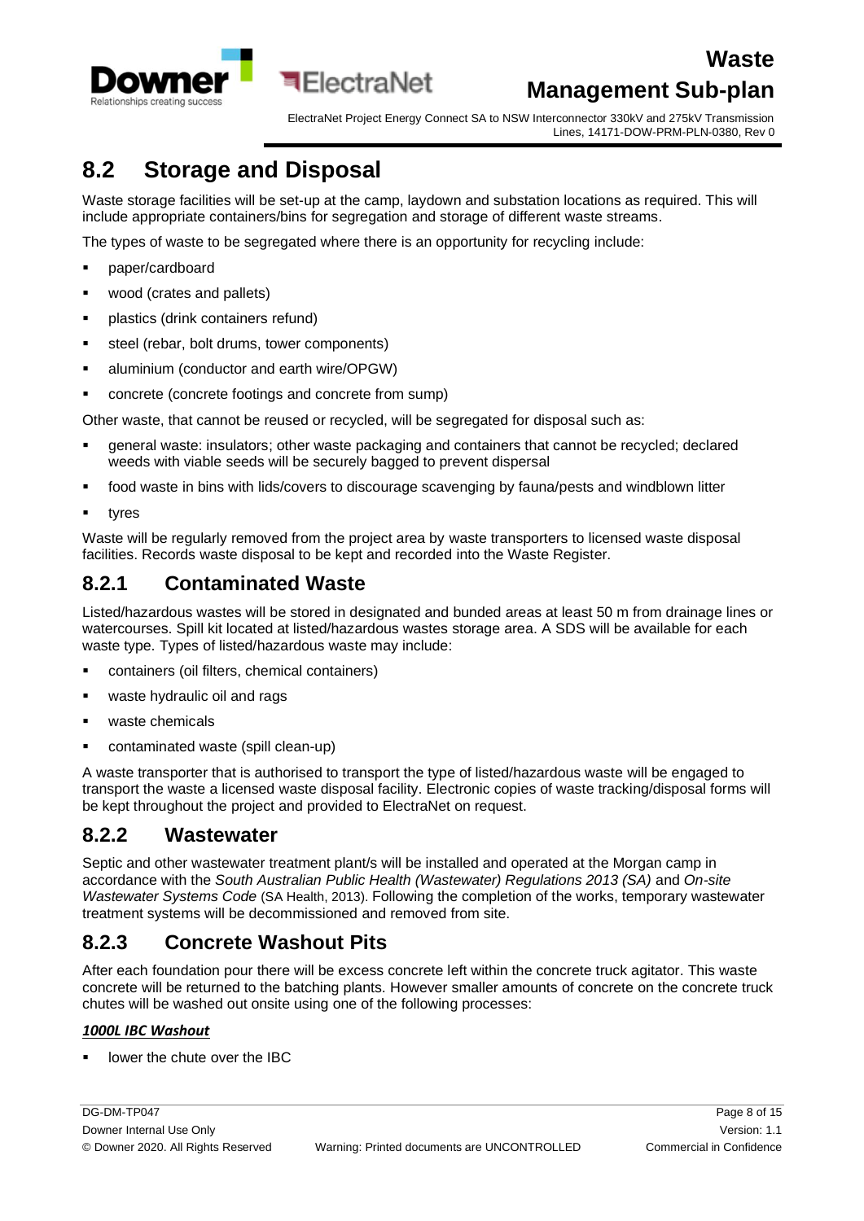## 8.2 Storage and Disposal

Waste storage facilities will be set-up at the camp, laydown and substation locations as required. This will include appropriate containers/bins for segregation and storage of different waste streams.

The types of waste to be segregated where there is an opportunity for recycling include:

- paper/cardboard
- wood (crates and pallets)
- plastics (drink containers refund)
- steel (rebar, bolt drums, tower components)
- aluminium (conductor and earth wire/OPGW)
- concrete (concrete footings and concrete from sump)

Other waste, that cannot be reused or recycled, will be segregated for disposal such as:

- general waste: insulators; other waste packaging and containers that cannot be recycled; declared weeds with viable seeds will be securely bagged to prevent dispersal
- food waste in bins with lids/covers to discourage scavenging by fauna/pests and windblown litter
- tyres

Waste will be regularly removed from the project area by waste transporters to licensed waste disposal facilities. Records waste disposal to be kept and recorded into the Waste Register.

### 8.2.1 Contaminated Waste

Listed/hazardous wastes will be stored in designated and bunded areas at least 50 m from drainage lines or watercourses. Spill kit located at listed/hazardous wastes storage area. A SDS will be available for each waste type. Types of listed/hazardous waste may include:

- containers (oil filters, chemical containers)
- waste hydraulic oil and rags
- waste chemicals
- contaminated waste (spill clean-up)

A waste transporter that is authorised to transport the type of listed/hazardous waste will be engaged to transport the waste a licensed waste disposal facility. Electronic copies of waste tracking/disposal forms will be kept throughout the project and provided to ElectraNet on request.

### 8.2.2 Wastewater

Septic and other wastewater treatment plant/s will be installed and operated at the Morgan camp in accordance with the *South Australian Public Health (Wastewater) Regulations 2013 (SA)* and *On-site Wastewater Systems Code* (SA Health, 2013). Following the completion of the works, temporary wastewater treatment systems will be decommissioned and removed from site.

### 8.2.3 Concrete Washout Pits

After each foundation pour there will be excess concrete left within the concrete truck agitator. This waste concrete will be returned to the batching plants. However smaller amounts of concrete on the concrete truck chutes will be washed out onsite using one of the following processes:

***1000L IBC Washout***

- lower the chute over the IBC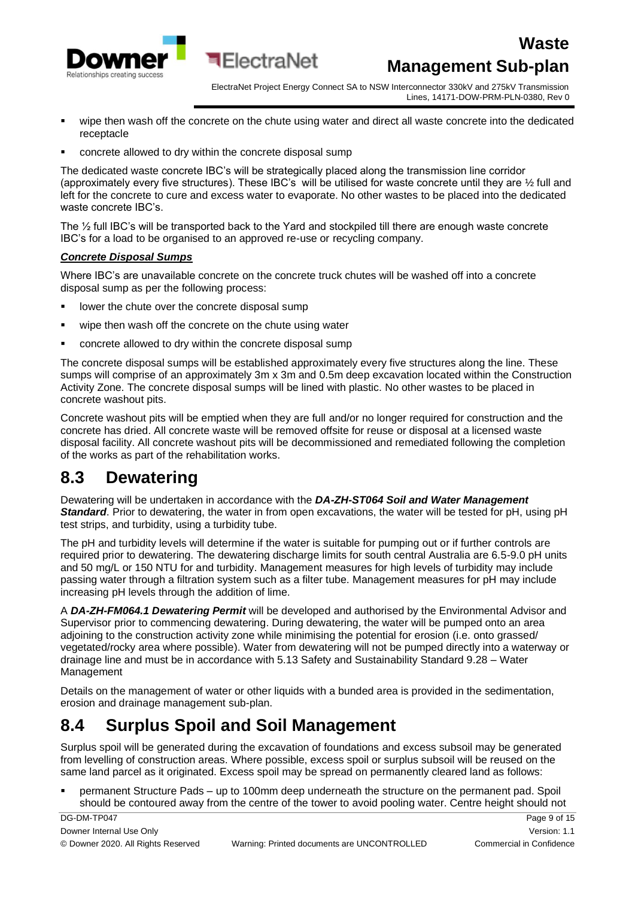- wipe then wash off the concrete on the chute using water and direct all waste concrete into the dedicated receptacle
- concrete allowed to dry within the concrete disposal sump

The dedicated waste concrete IBC's will be strategically placed along the transmission line corridor (approximately every five structures). These IBC's will be utilised for waste concrete until they are ½ full and left for the concrete to cure and excess water to evaporate. No other wastes to be placed into the dedicated waste concrete IBC's.

The ½ full IBC's will be transported back to the Yard and stockpiled till there are enough waste concrete IBC's for a load to be organised to an approved re-use or recycling company.

***Concrete Disposal Sumps***

Where IBC's are unavailable concrete on the concrete truck chutes will be washed off into a concrete disposal sump as per the following process:

- lower the chute over the concrete disposal sump
- wipe then wash off the concrete on the chute using water
- concrete allowed to dry within the concrete disposal sump

The concrete disposal sumps will be established approximately every five structures along the line. These sumps will comprise of an approximately 3m x 3m and 0.5m deep excavation located within the Construction Activity Zone. The concrete disposal sumps will be lined with plastic. No other wastes to be placed in concrete washout pits.

Concrete washout pits will be emptied when they are full and/or no longer required for construction and the concrete has dried. All concrete waste will be removed offsite for reuse or disposal at a licensed waste disposal facility. All concrete washout pits will be decommissioned and remediated following the completion of the works as part of the rehabilitation works.

## 8.3 Dewatering

Dewatering will be undertaken in accordance with the ***DA-ZH-ST064 Soil and Water Management Standard***. Prior to dewatering, the water in from open excavations, the water will be tested for pH, using pH test strips, and turbidity, using a turbidity tube.

The pH and turbidity levels will determine if the water is suitable for pumping out or if further controls are required prior to dewatering. The dewatering discharge limits for south central Australia are 6.5-9.0 pH units and 50 mg/L or 150 NTU for and turbidity. Management measures for high levels of turbidity may include passing water through a filtration system such as a filter tube. Management measures for pH may include increasing pH levels through the addition of lime.

A ***DA-ZH-FM064.1 Dewatering Permit*** will be developed and authorised by the Environmental Advisor and Supervisor prior to commencing dewatering. During dewatering, the water will be pumped onto an area adjoining to the construction activity zone while minimising the potential for erosion (i.e. onto grassed/ vegetated/rocky area where possible). Water from dewatering will not be pumped directly into a waterway or drainage line and must be in accordance with 5.13 Safety and Sustainability Standard 9.28 – Water Management

Details on the management of water or other liquids with a bunded area is provided in the sedimentation, erosion and drainage management sub-plan.

## 8.4 Surplus Spoil and Soil Management

Surplus spoil will be generated during the excavation of foundations and excess subsoil may be generated from levelling of construction areas. Where possible, excess spoil or surplus subsoil will be reused on the same land parcel as it originated. Excess spoil may be spread on permanently cleared land as follows:

- permanent Structure Pads – up to 100mm deep underneath the structure on the permanent pad. Spoil should be contoured away from the centre of the tower to avoid pooling water. Centre height should not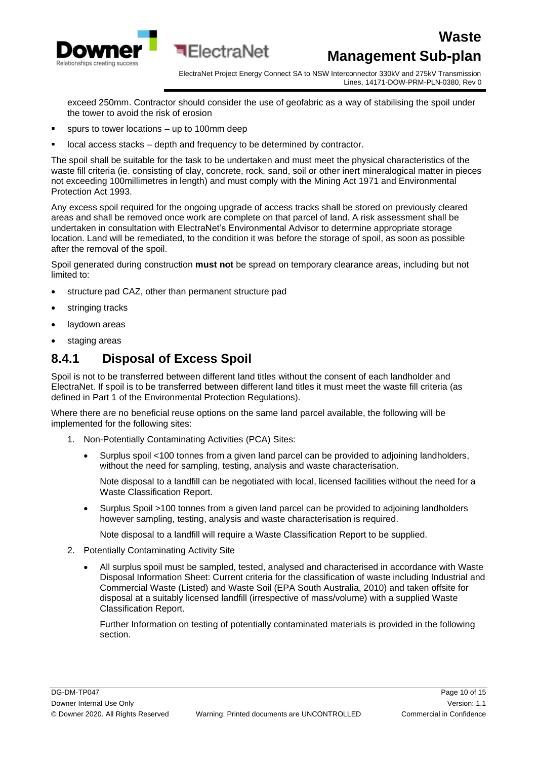exceed 250mm. Contractor should consider the use of geofabric as a way of stabilising the spoil under the tower to avoid the risk of erosion

- spurs to tower locations – up to 100mm deep
- local access stacks – depth and frequency to be determined by contractor.

The spoil shall be suitable for the task to be undertaken and must meet the physical characteristics of the waste fill criteria (ie. consisting of clay, concrete, rock, sand, soil or other inert mineralogical matter in pieces not exceeding 100millimetres in length) and must comply with the Mining Act 1971 and Environmental Protection Act 1993.

Any excess spoil required for the ongoing upgrade of access tracks shall be stored on previously cleared areas and shall be removed once work are complete on that parcel of land. A risk assessment shall be undertaken in consultation with ElectraNet's Environmental Advisor to determine appropriate storage location. Land will be remediated, to the condition it was before the storage of spoil, as soon as possible after the removal of the spoil.

Spoil generated during construction **must not** be spread on temporary clearance areas, including but not limited to:

- structure pad CAZ, other than permanent structure pad
- stringing tracks
- laydown areas
- staging areas

### 8.4.1 Disposal of Excess Spoil

Spoil is not to be transferred between different land titles without the consent of each landholder and ElectraNet. If spoil is to be transferred between different land titles it must meet the waste fill criteria (as defined in Part 1 of the Environmental Protection Regulations).

Where there are no beneficial reuse options on the same land parcel available, the following will be implemented for the following sites:

1. Non-Potentially Contaminating Activities (PCA) Sites:
    - Surplus spoil <100 tonnes from a given land parcel can be provided to adjoining landholders, without the need for sampling, testing, analysis and waste characterisation.

      Note disposal to a landfill can be negotiated with local, licensed facilities without the need for a Waste Classification Report.
    - Surplus Spoil >100 tonnes from a given land parcel can be provided to adjoining landholders however sampling, testing, analysis and waste characterisation is required.

      Note disposal to a landfill will require a Waste Classification Report to be supplied.
2. Potentially Contaminating Activity Site
    - All surplus spoil must be sampled, tested, analysed and characterised in accordance with Waste Disposal Information Sheet: Current criteria for the classification of waste including Industrial and Commercial Waste (Listed) and Waste Soil (EPA South Australia, 2010) and taken offsite for disposal at a suitably licensed landfill (irrespective of mass/volume) with a supplied Waste Classification Report.

      Further Information on testing of potentially contaminated materials is provided in the following section.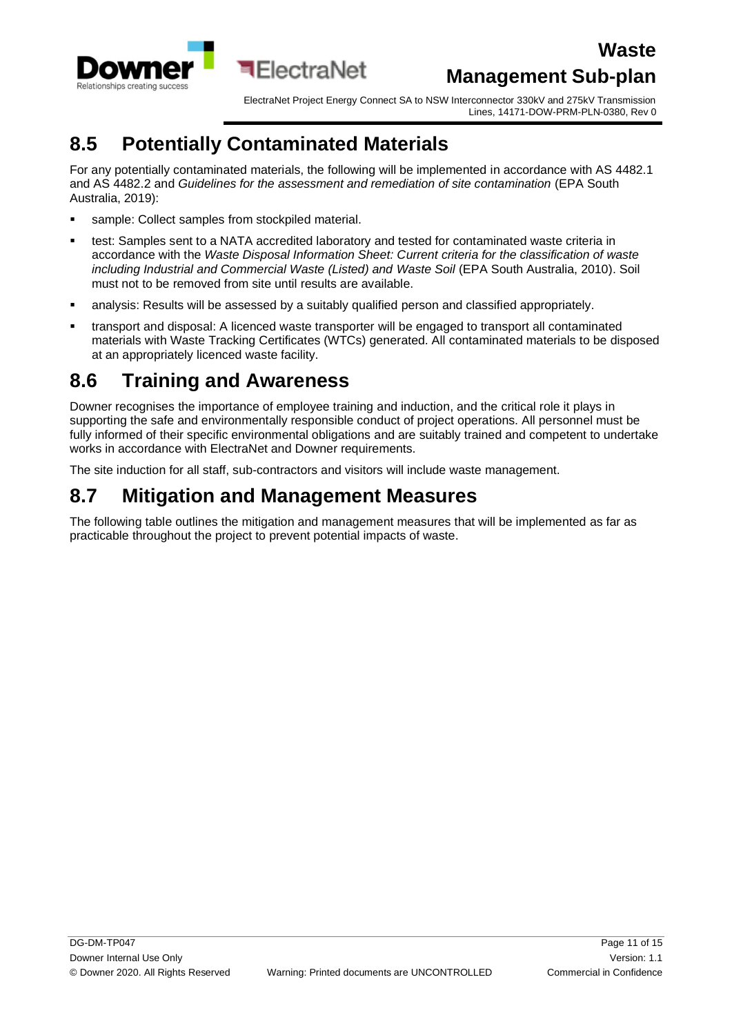## 8.5 Potentially Contaminated Materials

For any potentially contaminated materials, the following will be implemented in accordance with AS 4482.1 and AS 4482.2 and *Guidelines for the assessment and remediation of site contamination* (EPA South Australia, 2019):

- sample: Collect samples from stockpiled material.
- test: Samples sent to a NATA accredited laboratory and tested for contaminated waste criteria in accordance with the *Waste Disposal Information Sheet: Current criteria for the classification of waste including Industrial and Commercial Waste (Listed) and Waste Soil* (EPA South Australia, 2010). Soil must not to be removed from site until results are available.
- analysis: Results will be assessed by a suitably qualified person and classified appropriately.
- transport and disposal: A licenced waste transporter will be engaged to transport all contaminated materials with Waste Tracking Certificates (WTCs) generated. All contaminated materials to be disposed at an appropriately licenced waste facility.

## 8.6 Training and Awareness

Downer recognises the importance of employee training and induction, and the critical role it plays in supporting the safe and environmentally responsible conduct of project operations. All personnel must be fully informed of their specific environmental obligations and are suitably trained and competent to undertake works in accordance with ElectraNet and Downer requirements.

The site induction for all staff, sub-contractors and visitors will include waste management.

## 8.7 Mitigation and Management Measures

The following table outlines the mitigation and management measures that will be implemented as far as practicable throughout the project to prevent potential impacts of waste.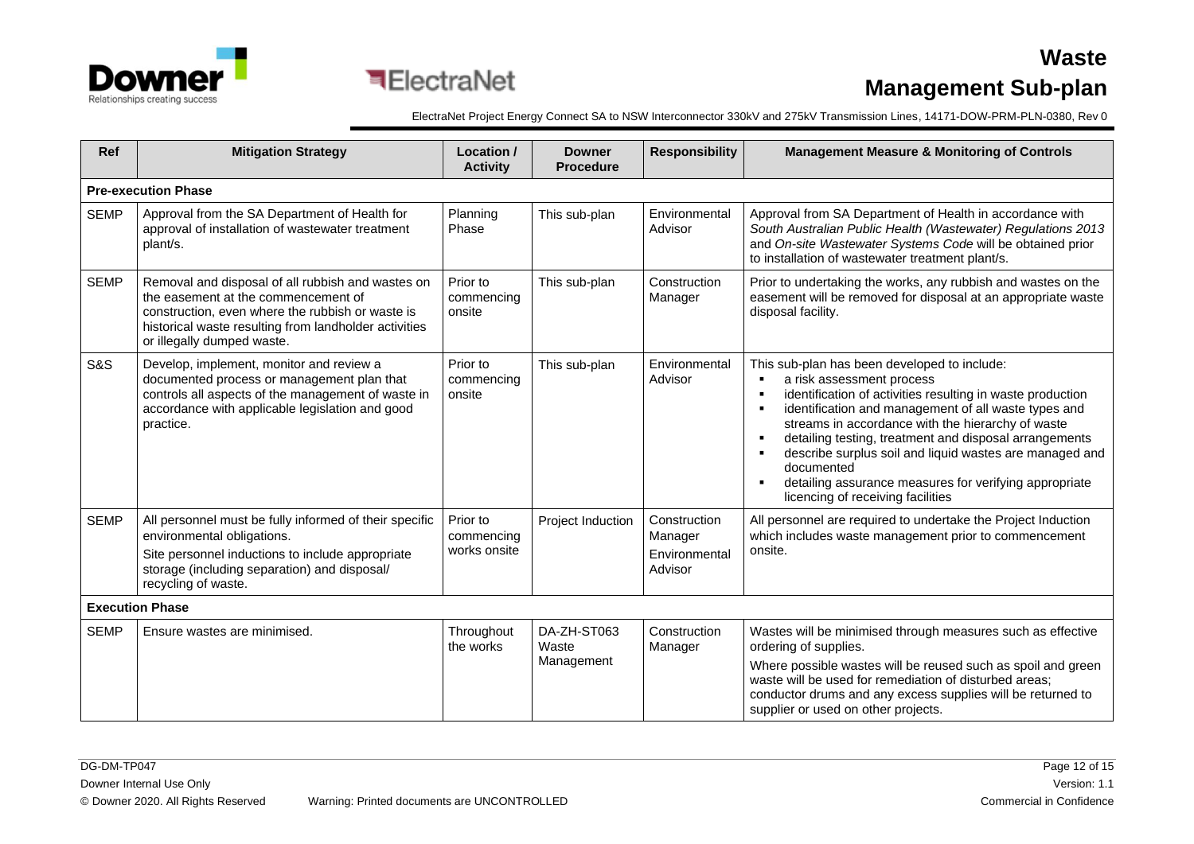| Ref | Mitigation Strategy | Location / Activity | Downer Procedure | Responsibility | Management Measure & Monitoring of Controls |
|---|---|---|---|---|---|
| **Pre-execution Phase** | | | | | |
| SEMP | Approval from the SA Department of Health for approval of installation of wastewater treatment plant/s. | Planning Phase | This sub-plan | Environmental Advisor | Approval from SA Department of Health in accordance with *South Australian Public Health (Wastewater) Regulations 2013* and *On-site Wastewater Systems Code* will be obtained prior to installation of wastewater treatment plant/s. |
| SEMP | Removal and disposal of all rubbish and wastes on the easement at the commencement of construction, even where the rubbish or waste is historical waste resulting from landholder activities or illegally dumped waste. | Prior to commencing onsite | This sub-plan | Construction Manager | Prior to undertaking the works, any rubbish and wastes on the easement will be removed for disposal at an appropriate waste disposal facility. |
| S&S | Develop, implement, monitor and review a documented process or management plan that controls all aspects of the management of waste in accordance with applicable legislation and good practice. | Prior to commencing onsite | This sub-plan | Environmental Advisor | This sub-plan has been developed to include: <br>▪ a risk assessment process <br>▪ identification of activities resulting in waste production <br>▪ identification and management of all waste types and streams in accordance with the hierarchy of waste <br>▪ detailing testing, treatment and disposal arrangements <br>▪ describe surplus soil and liquid wastes are managed and documented <br>▪ detailing assurance measures for verifying appropriate licencing of receiving facilities |
| SEMP | All personnel must be fully informed of their specific environmental obligations. <br>Site personnel inductions to include appropriate storage (including separation) and disposal/ recycling of waste. | Prior to commencing works onsite | Project Induction | Construction Manager <br>Environmental Advisor | All personnel are required to undertake the Project Induction which includes waste management prior to commencement onsite. |
| **Execution Phase** | | | | | |
| SEMP | Ensure wastes are minimised. | Throughout the works | DA-ZH-ST063 Waste Management | Construction Manager | Wastes will be minimised through measures such as effective ordering of supplies. <br>Where possible wastes will be reused such as spoil and green waste will be used for remediation of disturbed areas; conductor drums and any excess supplies will be returned to supplier or used on other projects. |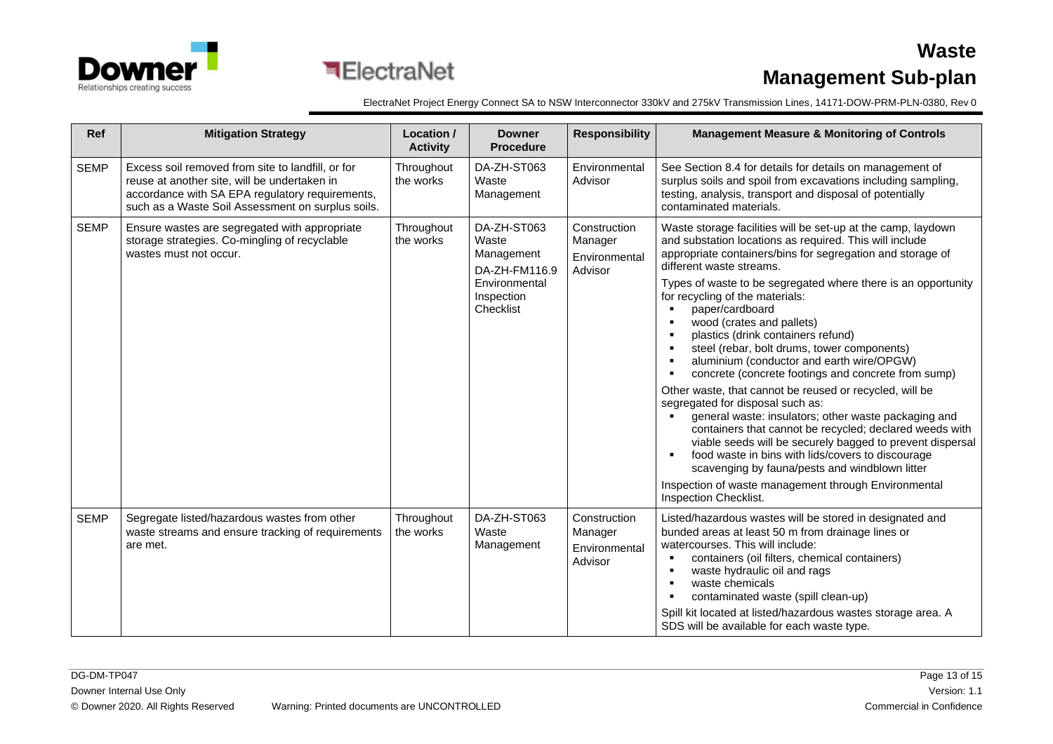| Ref | Mitigation Strategy | Location / Activity | Downer Procedure | Responsibility | Management Measure & Monitoring of Controls |
|---|---|---|---|---|---|
| SEMP | Excess soil removed from site to landfill, or for reuse at another site, will be undertaken in accordance with SA EPA regulatory requirements, such as a Waste Soil Assessment on surplus soils. | Throughout the works | DA-ZH-ST063 Waste Management | Environmental Advisor | See Section 8.4 for details for details on management of surplus soils and spoil from excavations including sampling, testing, analysis, transport and disposal of potentially contaminated materials. |
| SEMP | Ensure wastes are segregated with appropriate storage strategies. Co-mingling of recyclable wastes must not occur. | Throughout the works | DA-ZH-ST063 Waste Management<br>DA-ZH-FM116.9 Environmental Inspection Checklist | Construction Manager<br>Environmental Advisor | Waste storage facilities will be set-up at the camp, laydown and substation locations as required. This will include appropriate containers/bins for segregation and storage of different waste streams.<br>Types of waste to be segregated where there is an opportunity for recycling of the materials:<br>▪ paper/cardboard<br>▪ wood (crates and pallets)<br>▪ plastics (drink containers refund)<br>▪ steel (rebar, bolt drums, tower components)<br>▪ aluminium (conductor and earth wire/OPGW)<br>▪ concrete (concrete footings and concrete from sump)<br>Other waste, that cannot be reused or recycled, will be segregated for disposal such as:<br>▪ general waste: insulators; other waste packaging and containers that cannot be recycled; declared weeds with viable seeds will be securely bagged to prevent dispersal<br>▪ food waste in bins with lids/covers to discourage scavenging by fauna/pests and windblown litter<br>Inspection of waste management through Environmental Inspection Checklist. |
| SEMP | Segregate listed/hazardous wastes from other waste streams and ensure tracking of requirements are met. | Throughout the works | DA-ZH-ST063 Waste Management | Construction Manager<br>Environmental Advisor | Listed/hazardous wastes will be stored in designated and bunded areas at least 50 m from drainage lines or watercourses. This will include:<br>▪ containers (oil filters, chemical containers)<br>▪ waste hydraulic oil and rags<br>▪ waste chemicals<br>▪ contaminated waste (spill clean-up)<br>Spill kit located at listed/hazardous wastes storage area. A SDS will be available for each waste type. |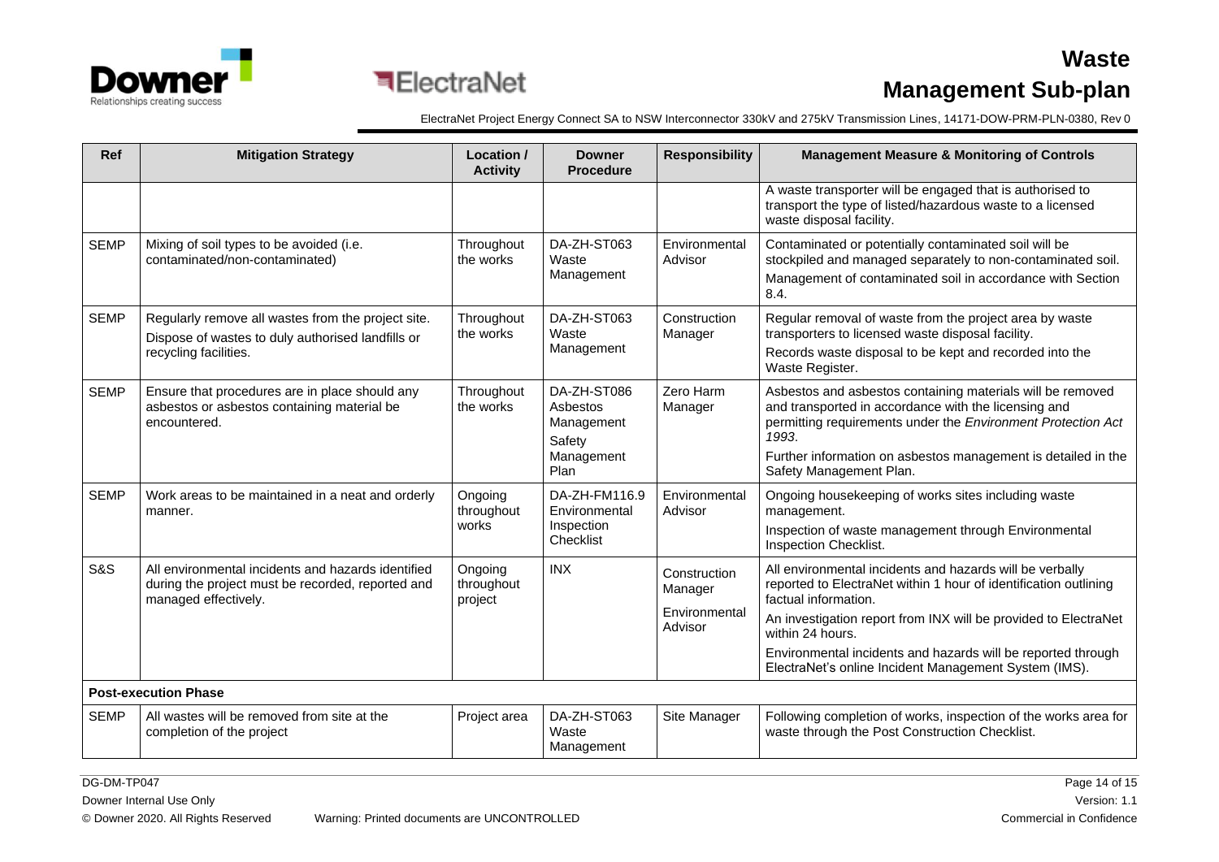| Ref | Mitigation Strategy | Location / Activity | Downer Procedure | Responsibility | Management Measure & Monitoring of Controls |
|---|---|---|---|---|---|
| | | | | | A waste transporter will be engaged that is authorised to transport the type of listed/hazardous waste to a licensed waste disposal facility. |
| SEMP | Mixing of soil types to be avoided (i.e. contaminated/non-contaminated) | Throughout the works | DA-ZH-ST063 Waste Management | Environmental Advisor | Contaminated or potentially contaminated soil will be stockpiled and managed separately to non-contaminated soil. Management of contaminated soil in accordance with Section 8.4. |
| SEMP | Regularly remove all wastes from the project site. Dispose of wastes to duly authorised landfills or recycling facilities. | Throughout the works | DA-ZH-ST063 Waste Management | Construction Manager | Regular removal of waste from the project area by waste transporters to licensed waste disposal facility. Records waste disposal to be kept and recorded into the Waste Register. |
| SEMP | Ensure that procedures are in place should any asbestos or asbestos containing material be encountered. | Throughout the works | DA-ZH-ST086 Asbestos Management Safety Management Plan | Zero Harm Manager | Asbestos and asbestos containing materials will be removed and transported in accordance with the licensing and permitting requirements under the *Environment Protection Act 1993*. Further information on asbestos management is detailed in the Safety Management Plan. |
| SEMP | Work areas to be maintained in a neat and orderly manner. | Ongoing throughout works | DA-ZH-FM116.9 Environmental Inspection Checklist | Environmental Advisor | Ongoing housekeeping of works sites including waste management. Inspection of waste management through Environmental Inspection Checklist. |
| S&S | All environmental incidents and hazards identified during the project must be recorded, reported and managed effectively. | Ongoing throughout project | INX | Construction Manager Environmental Advisor | All environmental incidents and hazards will be verbally reported to ElectraNet within 1 hour of identification outlining factual information. An investigation report from INX will be provided to ElectraNet within 24 hours. Environmental incidents and hazards will be reported through ElectraNet's online Incident Management System (IMS). |
| **Post-execution Phase** | | | | | |
| SEMP | All wastes will be removed from site at the completion of the project | Project area | DA-ZH-ST063 Waste Management | Site Manager | Following completion of works, inspection of the works area for waste through the Post Construction Checklist. |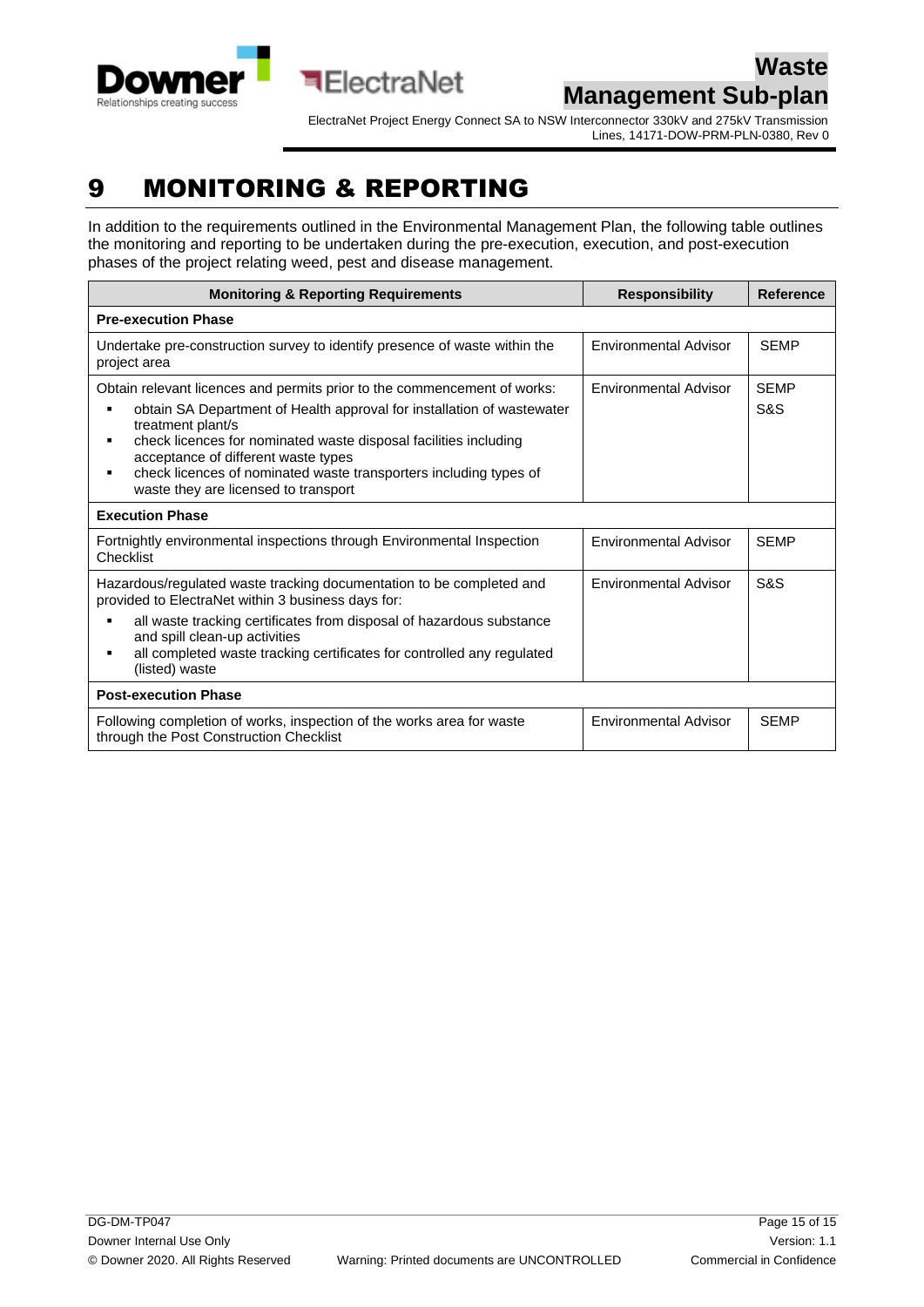# 9 MONITORING & REPORTING

In addition to the requirements outlined in the Environmental Management Plan, the following table outlines the monitoring and reporting to be undertaken during the pre-execution, execution, and post-execution phases of the project relating weed, pest and disease management.

| Monitoring & Reporting Requirements | Responsibility | Reference |
|---|---|---|
| **Pre-execution Phase** | | |
| Undertake pre-construction survey to identify presence of waste within the project area | Environmental Advisor | SEMP |
| Obtain relevant licences and permits prior to the commencement of works:<br>▪ obtain SA Department of Health approval for installation of wastewater treatment plant/s<br>▪ check licences for nominated waste disposal facilities including acceptance of different waste types<br>▪ check licences of nominated waste transporters including types of waste they are licensed to transport | Environmental Advisor | SEMP<br>S&S |
| **Execution Phase** | | |
| Fortnightly environmental inspections through Environmental Inspection Checklist | Environmental Advisor | SEMP |
| Hazardous/regulated waste tracking documentation to be completed and provided to ElectraNet within 3 business days for:<br>▪ all waste tracking certificates from disposal of hazardous substance and spill clean-up activities<br>▪ all completed waste tracking certificates for controlled any regulated (listed) waste | Environmental Advisor | S&S |
| **Post-execution Phase** | | |
| Following completion of works, inspection of the works area for waste through the Post Construction Checklist | Environmental Advisor | SEMP |